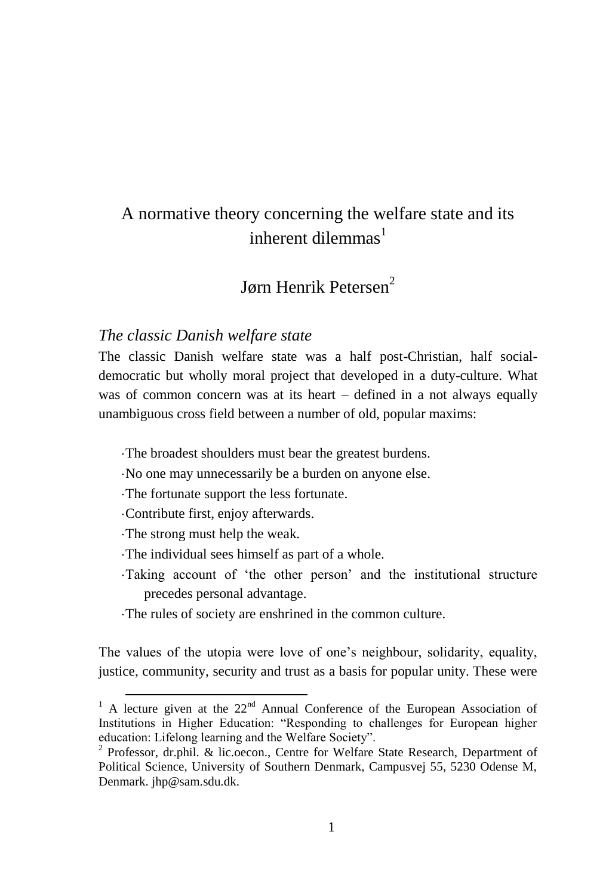# A normative theory concerning the welfare state and its inherent dilemmas[1]

## Jørn Henrik Petersen[2]

### *The classic Danish welfare state*

The classic Danish welfare state was a half post-Christian, half social-democratic but wholly moral project that developed in a duty-culture. What was of common concern was at its heart – defined in a not always equally unambiguous cross field between a number of old, popular maxims:

- The broadest shoulders must bear the greatest burdens.
- No one may unnecessarily be a burden on anyone else.
- The fortunate support the less fortunate.
- Contribute first, enjoy afterwards.
- The strong must help the weak.
- The individual sees himself as part of a whole.
- Taking account of 'the other person' and the institutional structure precedes personal advantage.
- The rules of society are enshrined in the common culture.

The values of the utopia were love of one's neighbour, solidarity, equality, justice, community, security and trust as a basis for popular unity. These were

---

[1] A lecture given at the 22[nd] Annual Conference of the European Association of Institutions in Higher Education: "Responding to challenges for European higher education: Lifelong learning and the Welfare Society".

[2] Professor, dr.phil. & lic.oecon., Centre for Welfare State Research, Department of Political Science, University of Southern Denmark, Campusvej 55, 5230 Odense M, Denmark. jhp@sam.sdu.dk.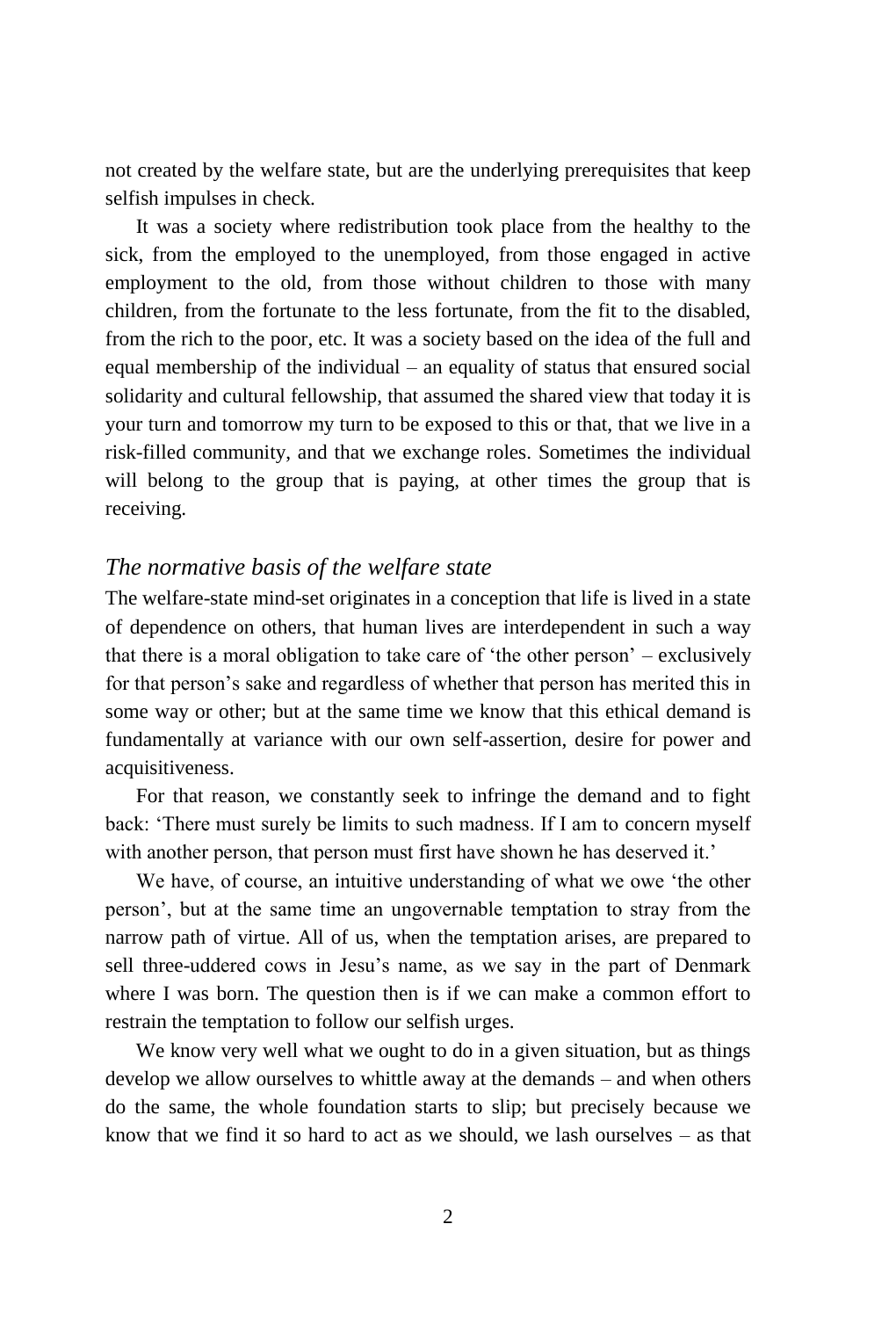not created by the welfare state, but are the underlying prerequisites that keep selfish impulses in check.

It was a society where redistribution took place from the healthy to the sick, from the employed to the unemployed, from those engaged in active employment to the old, from those without children to those with many children, from the fortunate to the less fortunate, from the fit to the disabled, from the rich to the poor, etc. It was a society based on the idea of the full and equal membership of the individual – an equality of status that ensured social solidarity and cultural fellowship, that assumed the shared view that today it is your turn and tomorrow my turn to be exposed to this or that, that we live in a risk-filled community, and that we exchange roles. Sometimes the individual will belong to the group that is paying, at other times the group that is receiving.

### *The normative basis of the welfare state*

The welfare-state mind-set originates in a conception that life is lived in a state of dependence on others, that human lives are interdependent in such a way that there is a moral obligation to take care of 'the other person' – exclusively for that person's sake and regardless of whether that person has merited this in some way or other; but at the same time we know that this ethical demand is fundamentally at variance with our own self-assertion, desire for power and acquisitiveness.

For that reason, we constantly seek to infringe the demand and to fight back: 'There must surely be limits to such madness. If I am to concern myself with another person, that person must first have shown he has deserved it.'

We have, of course, an intuitive understanding of what we owe 'the other person', but at the same time an ungovernable temptation to stray from the narrow path of virtue. All of us, when the temptation arises, are prepared to sell three-uddered cows in Jesu's name, as we say in the part of Denmark where I was born. The question then is if we can make a common effort to restrain the temptation to follow our selfish urges.

We know very well what we ought to do in a given situation, but as things develop we allow ourselves to whittle away at the demands – and when others do the same, the whole foundation starts to slip; but precisely because we know that we find it so hard to act as we should, we lash ourselves – as that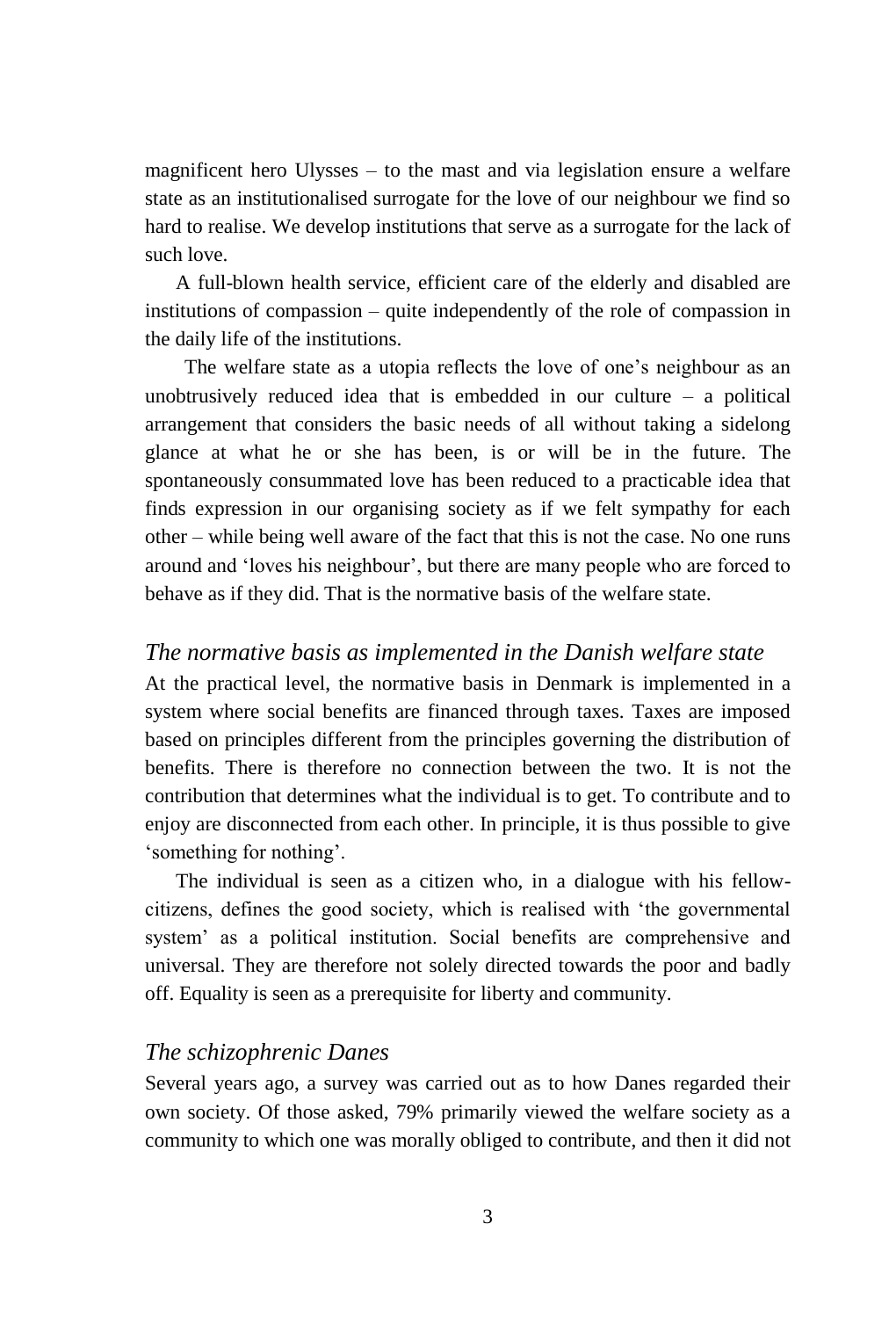magnificent hero Ulysses – to the mast and via legislation ensure a welfare state as an institutionalised surrogate for the love of our neighbour we find so hard to realise. We develop institutions that serve as a surrogate for the lack of such love.

A full-blown health service, efficient care of the elderly and disabled are institutions of compassion – quite independently of the role of compassion in the daily life of the institutions.

The welfare state as a utopia reflects the love of one's neighbour as an unobtrusively reduced idea that is embedded in our culture – a political arrangement that considers the basic needs of all without taking a sidelong glance at what he or she has been, is or will be in the future. The spontaneously consummated love has been reduced to a practicable idea that finds expression in our organising society as if we felt sympathy for each other – while being well aware of the fact that this is not the case. No one runs around and 'loves his neighbour', but there are many people who are forced to behave as if they did. That is the normative basis of the welfare state.

### *The normative basis as implemented in the Danish welfare state*

At the practical level, the normative basis in Denmark is implemented in a system where social benefits are financed through taxes. Taxes are imposed based on principles different from the principles governing the distribution of benefits. There is therefore no connection between the two. It is not the contribution that determines what the individual is to get. To contribute and to enjoy are disconnected from each other. In principle, it is thus possible to give 'something for nothing'.

The individual is seen as a citizen who, in a dialogue with his fellow-citizens, defines the good society, which is realised with 'the governmental system' as a political institution. Social benefits are comprehensive and universal. They are therefore not solely directed towards the poor and badly off. Equality is seen as a prerequisite for liberty and community.

### *The schizophrenic Danes*

Several years ago, a survey was carried out as to how Danes regarded their own society. Of those asked, 79% primarily viewed the welfare society as a community to which one was morally obliged to contribute, and then it did not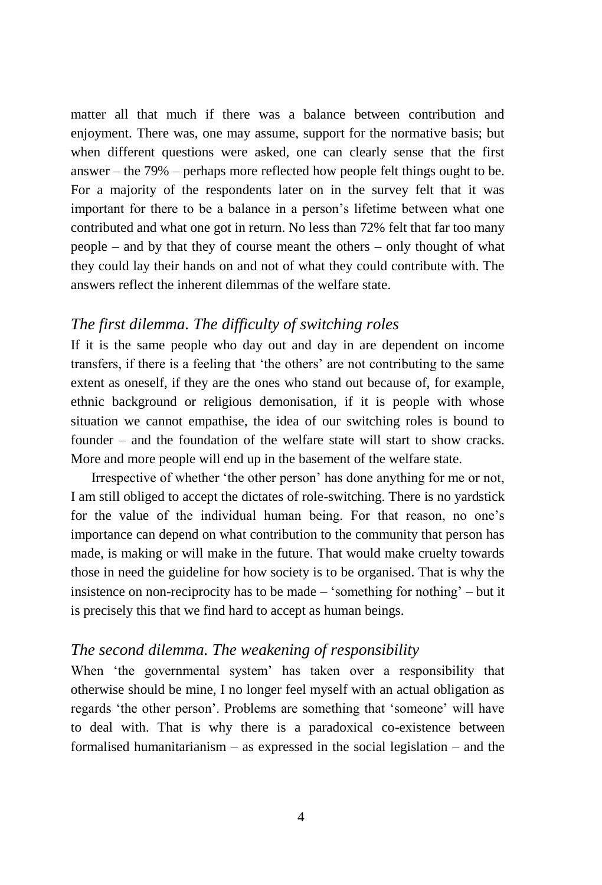matter all that much if there was a balance between contribution and enjoyment. There was, one may assume, support for the normative basis; but when different questions were asked, one can clearly sense that the first answer – the 79% – perhaps more reflected how people felt things ought to be. For a majority of the respondents later on in the survey felt that it was important for there to be a balance in a person's lifetime between what one contributed and what one got in return. No less than 72% felt that far too many people – and by that they of course meant the others – only thought of what they could lay their hands on and not of what they could contribute with. The answers reflect the inherent dilemmas of the welfare state.

### *The first dilemma. The difficulty of switching roles*

If it is the same people who day out and day in are dependent on income transfers, if there is a feeling that 'the others' are not contributing to the same extent as oneself, if they are the ones who stand out because of, for example, ethnic background or religious demonisation, if it is people with whose situation we cannot empathise, the idea of our switching roles is bound to founder – and the foundation of the welfare state will start to show cracks. More and more people will end up in the basement of the welfare state.

Irrespective of whether 'the other person' has done anything for me or not, I am still obliged to accept the dictates of role-switching. There is no yardstick for the value of the individual human being. For that reason, no one's importance can depend on what contribution to the community that person has made, is making or will make in the future. That would make cruelty towards those in need the guideline for how society is to be organised. That is why the insistence on non-reciprocity has to be made – 'something for nothing' – but it is precisely this that we find hard to accept as human beings.

### *The second dilemma. The weakening of responsibility*

When 'the governmental system' has taken over a responsibility that otherwise should be mine, I no longer feel myself with an actual obligation as regards 'the other person'. Problems are something that 'someone' will have to deal with. That is why there is a paradoxical co-existence between formalised humanitarianism – as expressed in the social legislation – and the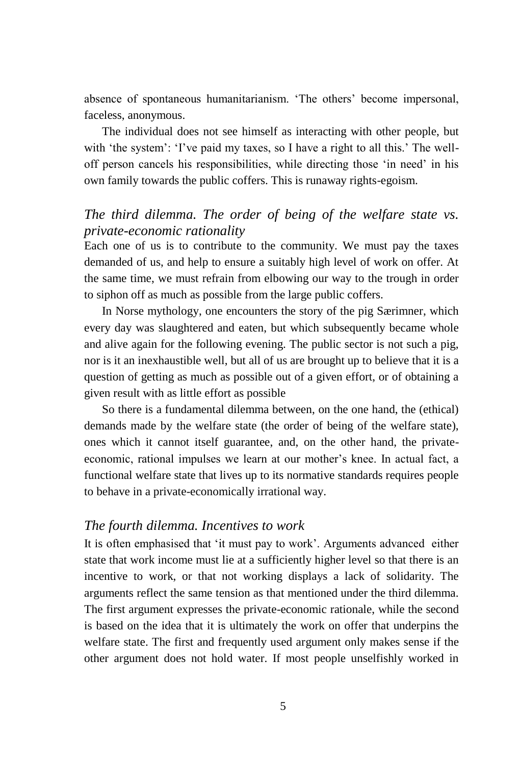absence of spontaneous humanitarianism. 'The others' become impersonal, faceless, anonymous.

The individual does not see himself as interacting with other people, but with 'the system': 'I've paid my taxes, so I have a right to all this.' The well-off person cancels his responsibilities, while directing those 'in need' in his own family towards the public coffers. This is runaway rights-egoism.

### *The third dilemma. The order of being of the welfare state vs. private-economic rationality*

Each one of us is to contribute to the community. We must pay the taxes demanded of us, and help to ensure a suitably high level of work on offer. At the same time, we must refrain from elbowing our way to the trough in order to siphon off as much as possible from the large public coffers.

In Norse mythology, one encounters the story of the pig Særimner, which every day was slaughtered and eaten, but which subsequently became whole and alive again for the following evening. The public sector is not such a pig, nor is it an inexhaustible well, but all of us are brought up to believe that it is a question of getting as much as possible out of a given effort, or of obtaining a given result with as little effort as possible

So there is a fundamental dilemma between, on the one hand, the (ethical) demands made by the welfare state (the order of being of the welfare state), ones which it cannot itself guarantee, and, on the other hand, the private-economic, rational impulses we learn at our mother's knee. In actual fact, a functional welfare state that lives up to its normative standards requires people to behave in a private-economically irrational way.

### *The fourth dilemma. Incentives to work*

It is often emphasised that 'it must pay to work'. Arguments advanced either state that work income must lie at a sufficiently higher level so that there is an incentive to work, or that not working displays a lack of solidarity. The arguments reflect the same tension as that mentioned under the third dilemma. The first argument expresses the private-economic rationale, while the second is based on the idea that it is ultimately the work on offer that underpins the welfare state. The first and frequently used argument only makes sense if the other argument does not hold water. If most people unselfishly worked in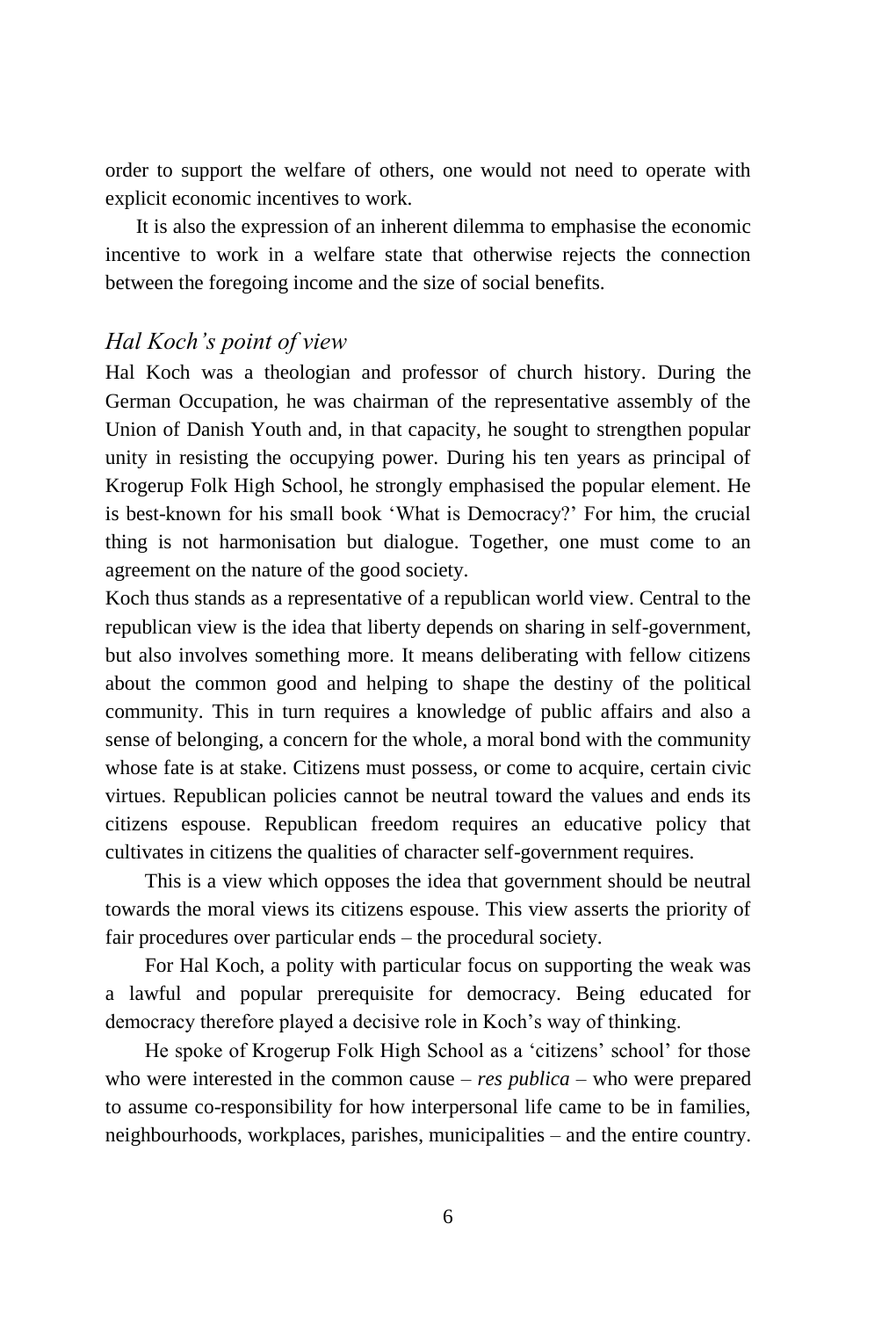order to support the welfare of others, one would not need to operate with explicit economic incentives to work.

It is also the expression of an inherent dilemma to emphasise the economic incentive to work in a welfare state that otherwise rejects the connection between the foregoing income and the size of social benefits.

## *Hal Koch's point of view*

Hal Koch was a theologian and professor of church history. During the German Occupation, he was chairman of the representative assembly of the Union of Danish Youth and, in that capacity, he sought to strengthen popular unity in resisting the occupying power. During his ten years as principal of Krogerup Folk High School, he strongly emphasised the popular element. He is best-known for his small book 'What is Democracy?' For him, the crucial thing is not harmonisation but dialogue. Together, one must come to an agreement on the nature of the good society.

Koch thus stands as a representative of a republican world view. Central to the republican view is the idea that liberty depends on sharing in self-government, but also involves something more. It means deliberating with fellow citizens about the common good and helping to shape the destiny of the political community. This in turn requires a knowledge of public affairs and also a sense of belonging, a concern for the whole, a moral bond with the community whose fate is at stake. Citizens must possess, or come to acquire, certain civic virtues. Republican policies cannot be neutral toward the values and ends its citizens espouse. Republican freedom requires an educative policy that cultivates in citizens the qualities of character self-government requires.

This is a view which opposes the idea that government should be neutral towards the moral views its citizens espouse. This view asserts the priority of fair procedures over particular ends – the procedural society.

For Hal Koch, a polity with particular focus on supporting the weak was a lawful and popular prerequisite for democracy. Being educated for democracy therefore played a decisive role in Koch's way of thinking.

He spoke of Krogerup Folk High School as a 'citizens' school' for those who were interested in the common cause – *res publica* – who were prepared to assume co-responsibility for how interpersonal life came to be in families, neighbourhoods, workplaces, parishes, municipalities – and the entire country.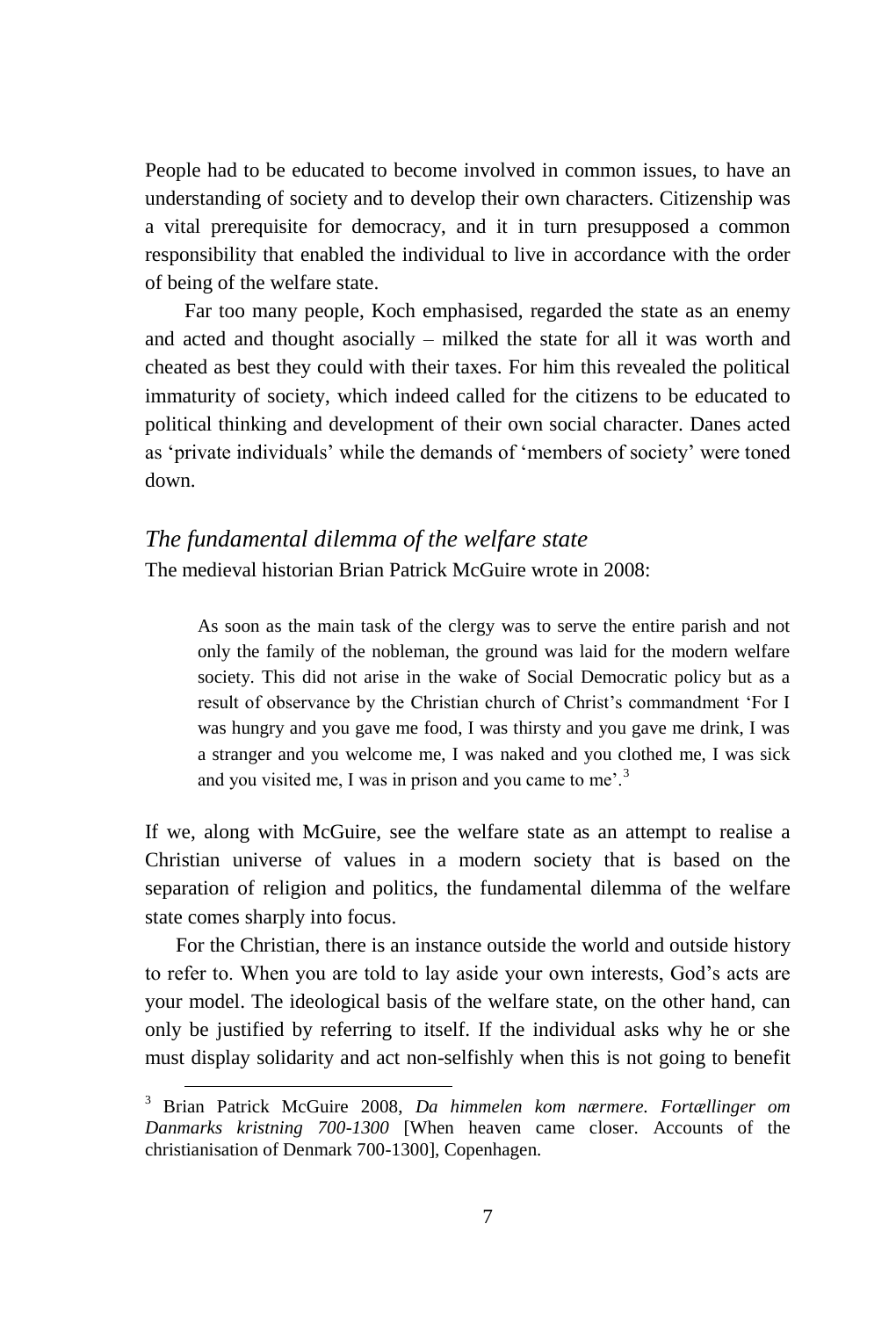People had to be educated to become involved in common issues, to have an understanding of society and to develop their own characters. Citizenship was a vital prerequisite for democracy, and it in turn presupposed a common responsibility that enabled the individual to live in accordance with the order of being of the welfare state.

Far too many people, Koch emphasised, regarded the state as an enemy and acted and thought asocially – milked the state for all it was worth and cheated as best they could with their taxes. For him this revealed the political immaturity of society, which indeed called for the citizens to be educated to political thinking and development of their own social character. Danes acted as 'private individuals' while the demands of 'members of society' were toned down.

### *The fundamental dilemma of the welfare state*

The medieval historian Brian Patrick McGuire wrote in 2008:

> As soon as the main task of the clergy was to serve the entire parish and not only the family of the nobleman, the ground was laid for the modern welfare society. This did not arise in the wake of Social Democratic policy but as a result of observance by the Christian church of Christ's commandment 'For I was hungry and you gave me food, I was thirsty and you gave me drink, I was a stranger and you welcome me, I was naked and you clothed me, I was sick and you visited me, I was in prison and you came to me'.[3]

If we, along with McGuire, see the welfare state as an attempt to realise a Christian universe of values in a modern society that is based on the separation of religion and politics, the fundamental dilemma of the welfare state comes sharply into focus.

For the Christian, there is an instance outside the world and outside history to refer to. When you are told to lay aside your own interests, God's acts are your model. The ideological basis of the welfare state, on the other hand, can only be justified by referring to itself. If the individual asks why he or she must display solidarity and act non-selfishly when this is not going to benefit

---

[3] Brian Patrick McGuire 2008, *Da himmelen kom nærmere. Fortællinger om Danmarks kristning 700-1300* [When heaven came closer. Accounts of the christianisation of Denmark 700-1300], Copenhagen.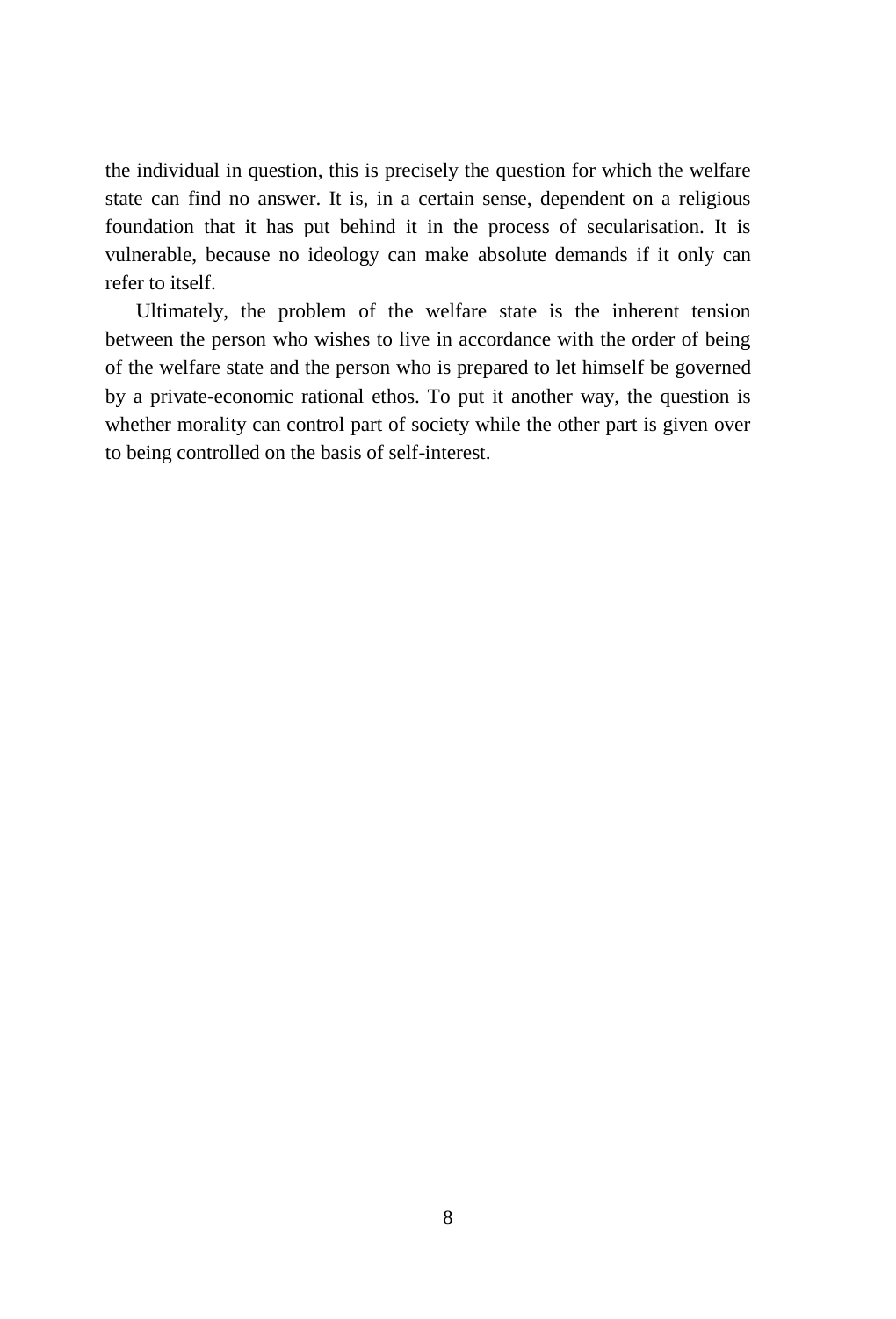the individual in question, this is precisely the question for which the welfare state can find no answer. It is, in a certain sense, dependent on a religious foundation that it has put behind it in the process of secularisation. It is vulnerable, because no ideology can make absolute demands if it only can refer to itself.

Ultimately, the problem of the welfare state is the inherent tension between the person who wishes to live in accordance with the order of being of the welfare state and the person who is prepared to let himself be governed by a private-economic rational ethos. To put it another way, the question is whether morality can control part of society while the other part is given over to being controlled on the basis of self-interest.